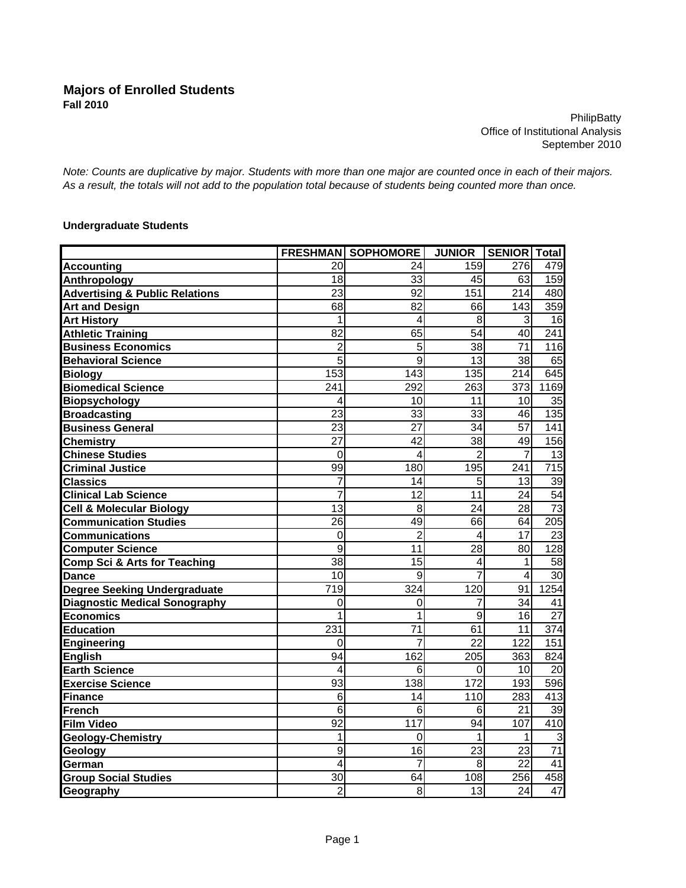# Majors of Enrolled Students

**Fall 2010**

PhilipBatty
Office of Institutional Analysis
September 2010

*Note: Counts are duplicative by major. Students with more than one major are counted once in each of their majors. As a result, the totals will not add to the population total because of students being counted more than once.*

**Undergraduate Students**

| | FRESHMAN | SOPHOMORE | JUNIOR | SENIOR | Total |
|---|---|---|---|---|---|
| **Accounting** | 20 | 24 | 159 | 276 | 479 |
| **Anthropology** | 18 | 33 | 45 | 63 | 159 |
| **Advertising & Public Relations** | 23 | 92 | 151 | 214 | 480 |
| **Art and Design** | 68 | 82 | 66 | 143 | 359 |
| **Art History** | 1 | 4 | 8 | 3 | 16 |
| **Athletic Training** | 82 | 65 | 54 | 40 | 241 |
| **Business Economics** | 2 | 5 | 38 | 71 | 116 |
| **Behavioral Science** | 5 | 9 | 13 | 38 | 65 |
| **Biology** | 153 | 143 | 135 | 214 | 645 |
| **Biomedical Science** | 241 | 292 | 263 | 373 | 1169 |
| **Biopsychology** | 4 | 10 | 11 | 10 | 35 |
| **Broadcasting** | 23 | 33 | 33 | 46 | 135 |
| **Business General** | 23 | 27 | 34 | 57 | 141 |
| **Chemistry** | 27 | 42 | 38 | 49 | 156 |
| **Chinese Studies** | 0 | 4 | 2 | 7 | 13 |
| **Criminal Justice** | 99 | 180 | 195 | 241 | 715 |
| **Classics** | 7 | 14 | 5 | 13 | 39 |
| **Clinical Lab Science** | 7 | 12 | 11 | 24 | 54 |
| **Cell & Molecular Biology** | 13 | 8 | 24 | 28 | 73 |
| **Communication Studies** | 26 | 49 | 66 | 64 | 205 |
| **Communications** | 0 | 2 | 4 | 17 | 23 |
| **Computer Science** | 9 | 11 | 28 | 80 | 128 |
| **Comp Sci & Arts for Teaching** | 38 | 15 | 4 | 1 | 58 |
| **Dance** | 10 | 9 | 7 | 4 | 30 |
| **Degree Seeking Undergraduate** | 719 | 324 | 120 | 91 | 1254 |
| **Diagnostic Medical Sonography** | 0 | 0 | 7 | 34 | 41 |
| **Economics** | 1 | 1 | 9 | 16 | 27 |
| **Education** | 231 | 71 | 61 | 11 | 374 |
| **Engineering** | 0 | 7 | 22 | 122 | 151 |
| **English** | 94 | 162 | 205 | 363 | 824 |
| **Earth Science** | 4 | 6 | 0 | 10 | 20 |
| **Exercise Science** | 93 | 138 | 172 | 193 | 596 |
| **Finance** | 6 | 14 | 110 | 283 | 413 |
| **French** | 6 | 6 | 6 | 21 | 39 |
| **Film Video** | 92 | 117 | 94 | 107 | 410 |
| **Geology-Chemistry** | 1 | 0 | 1 | 1 | 3 |
| **Geology** | 9 | 16 | 23 | 23 | 71 |
| **German** | 4 | 7 | 8 | 22 | 41 |
| **Group Social Studies** | 30 | 64 | 108 | 256 | 458 |
| **Geography** | 2 | 8 | 13 | 24 | 47 |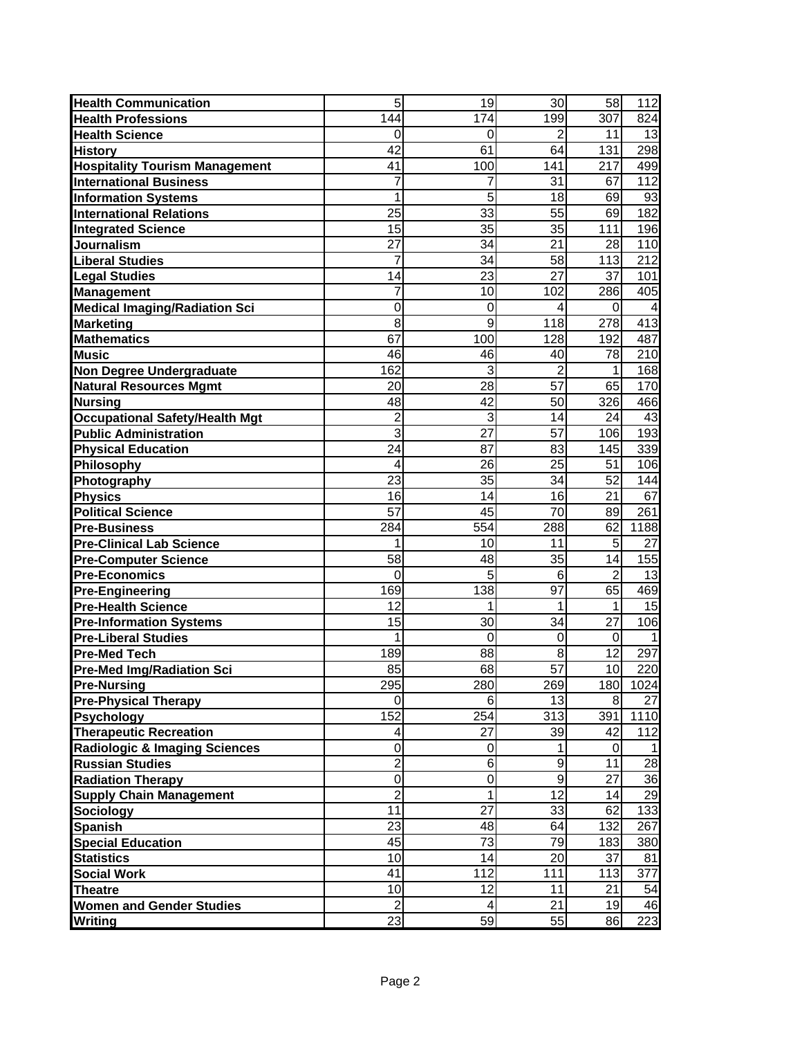| | | | | | |
|---|---|---|---|---|---|
| **Health Communication** | 5 | 19 | 30 | 58 | 112 |
| **Health Professions** | 144 | 174 | 199 | 307 | 824 |
| **Health Science** | 0 | 0 | 2 | 11 | 13 |
| **History** | 42 | 61 | 64 | 131 | 298 |
| **Hospitality Tourism Management** | 41 | 100 | 141 | 217 | 499 |
| **International Business** | 7 | 7 | 31 | 67 | 112 |
| **Information Systems** | 1 | 5 | 18 | 69 | 93 |
| **International Relations** | 25 | 33 | 55 | 69 | 182 |
| **Integrated Science** | 15 | 35 | 35 | 111 | 196 |
| **Journalism** | 27 | 34 | 21 | 28 | 110 |
| **Liberal Studies** | 7 | 34 | 58 | 113 | 212 |
| **Legal Studies** | 14 | 23 | 27 | 37 | 101 |
| **Management** | 7 | 10 | 102 | 286 | 405 |
| **Medical Imaging/Radiation Sci** | 0 | 0 | 4 | 0 | 4 |
| **Marketing** | 8 | 9 | 118 | 278 | 413 |
| **Mathematics** | 67 | 100 | 128 | 192 | 487 |
| **Music** | 46 | 46 | 40 | 78 | 210 |
| **Non Degree Undergraduate** | 162 | 3 | 2 | 1 | 168 |
| **Natural Resources Mgmt** | 20 | 28 | 57 | 65 | 170 |
| **Nursing** | 48 | 42 | 50 | 326 | 466 |
| **Occupational Safety/Health Mgt** | 2 | 3 | 14 | 24 | 43 |
| **Public Administration** | 3 | 27 | 57 | 106 | 193 |
| **Physical Education** | 24 | 87 | 83 | 145 | 339 |
| **Philosophy** | 4 | 26 | 25 | 51 | 106 |
| **Photography** | 23 | 35 | 34 | 52 | 144 |
| **Physics** | 16 | 14 | 16 | 21 | 67 |
| **Political Science** | 57 | 45 | 70 | 89 | 261 |
| **Pre-Business** | 284 | 554 | 288 | 62 | 1188 |
| **Pre-Clinical Lab Science** | 1 | 10 | 11 | 5 | 27 |
| **Pre-Computer Science** | 58 | 48 | 35 | 14 | 155 |
| **Pre-Economics** | 0 | 5 | 6 | 2 | 13 |
| **Pre-Engineering** | 169 | 138 | 97 | 65 | 469 |
| **Pre-Health Science** | 12 | 1 | 1 | 1 | 15 |
| **Pre-Information Systems** | 15 | 30 | 34 | 27 | 106 |
| **Pre-Liberal Studies** | 1 | 0 | 0 | 0 | 1 |
| **Pre-Med Tech** | 189 | 88 | 8 | 12 | 297 |
| **Pre-Med Img/Radiation Sci** | 85 | 68 | 57 | 10 | 220 |
| **Pre-Nursing** | 295 | 280 | 269 | 180 | 1024 |
| **Pre-Physical Therapy** | 0 | 6 | 13 | 8 | 27 |
| **Psychology** | 152 | 254 | 313 | 391 | 1110 |
| **Therapeutic Recreation** | 4 | 27 | 39 | 42 | 112 |
| **Radiologic & Imaging Sciences** | 0 | 0 | 1 | 0 | 1 |
| **Russian Studies** | 2 | 6 | 9 | 11 | 28 |
| **Radiation Therapy** | 0 | 0 | 9 | 27 | 36 |
| **Supply Chain Management** | 2 | 1 | 12 | 14 | 29 |
| **Sociology** | 11 | 27 | 33 | 62 | 133 |
| **Spanish** | 23 | 48 | 64 | 132 | 267 |
| **Special Education** | 45 | 73 | 79 | 183 | 380 |
| **Statistics** | 10 | 14 | 20 | 37 | 81 |
| **Social Work** | 41 | 112 | 111 | 113 | 377 |
| **Theatre** | 10 | 12 | 11 | 21 | 54 |
| **Women and Gender Studies** | 2 | 4 | 21 | 19 | 46 |
| **Writing** | 23 | 59 | 55 | 86 | 223 |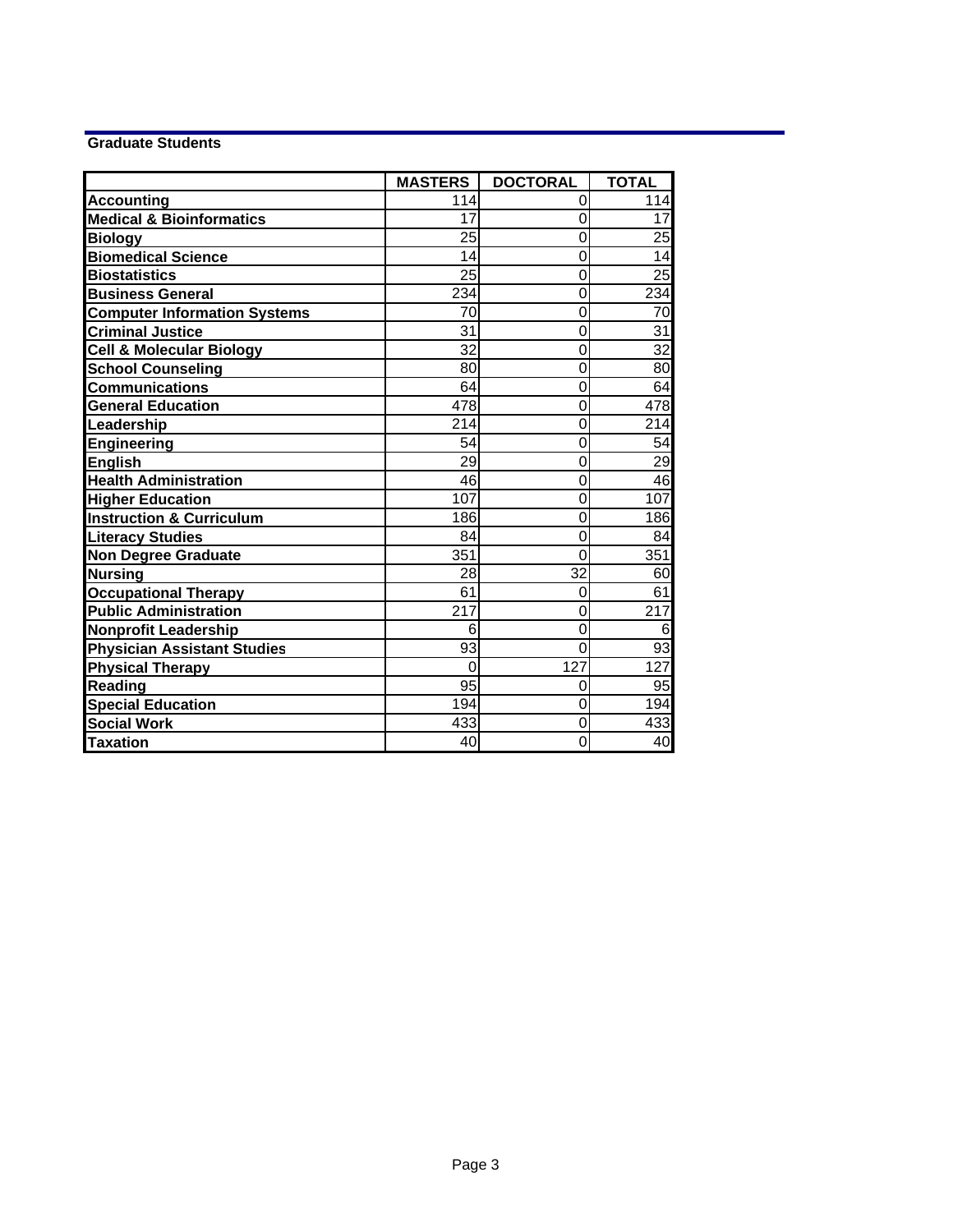## Graduate Students

| | MASTERS | DOCTORAL | TOTAL |
|---|---|---|---|
| **Accounting** | 114 | 0 | 114 |
| **Medical & Bioinformatics** | 17 | 0 | 17 |
| **Biology** | 25 | 0 | 25 |
| **Biomedical Science** | 14 | 0 | 14 |
| **Biostatistics** | 25 | 0 | 25 |
| **Business General** | 234 | 0 | 234 |
| **Computer Information Systems** | 70 | 0 | 70 |
| **Criminal Justice** | 31 | 0 | 31 |
| **Cell & Molecular Biology** | 32 | 0 | 32 |
| **School Counseling** | 80 | 0 | 80 |
| **Communications** | 64 | 0 | 64 |
| **General Education** | 478 | 0 | 478 |
| **Leadership** | 214 | 0 | 214 |
| **Engineering** | 54 | 0 | 54 |
| **English** | 29 | 0 | 29 |
| **Health Administration** | 46 | 0 | 46 |
| **Higher Education** | 107 | 0 | 107 |
| **Instruction & Curriculum** | 186 | 0 | 186 |
| **Literacy Studies** | 84 | 0 | 84 |
| **Non Degree Graduate** | 351 | 0 | 351 |
| **Nursing** | 28 | 32 | 60 |
| **Occupational Therapy** | 61 | 0 | 61 |
| **Public Administration** | 217 | 0 | 217 |
| **Nonprofit Leadership** | 6 | 0 | 6 |
| **Physician Assistant Studies** | 93 | 0 | 93 |
| **Physical Therapy** | 0 | 127 | 127 |
| **Reading** | 95 | 0 | 95 |
| **Special Education** | 194 | 0 | 194 |
| **Social Work** | 433 | 0 | 433 |
| **Taxation** | 40 | 0 | 40 |